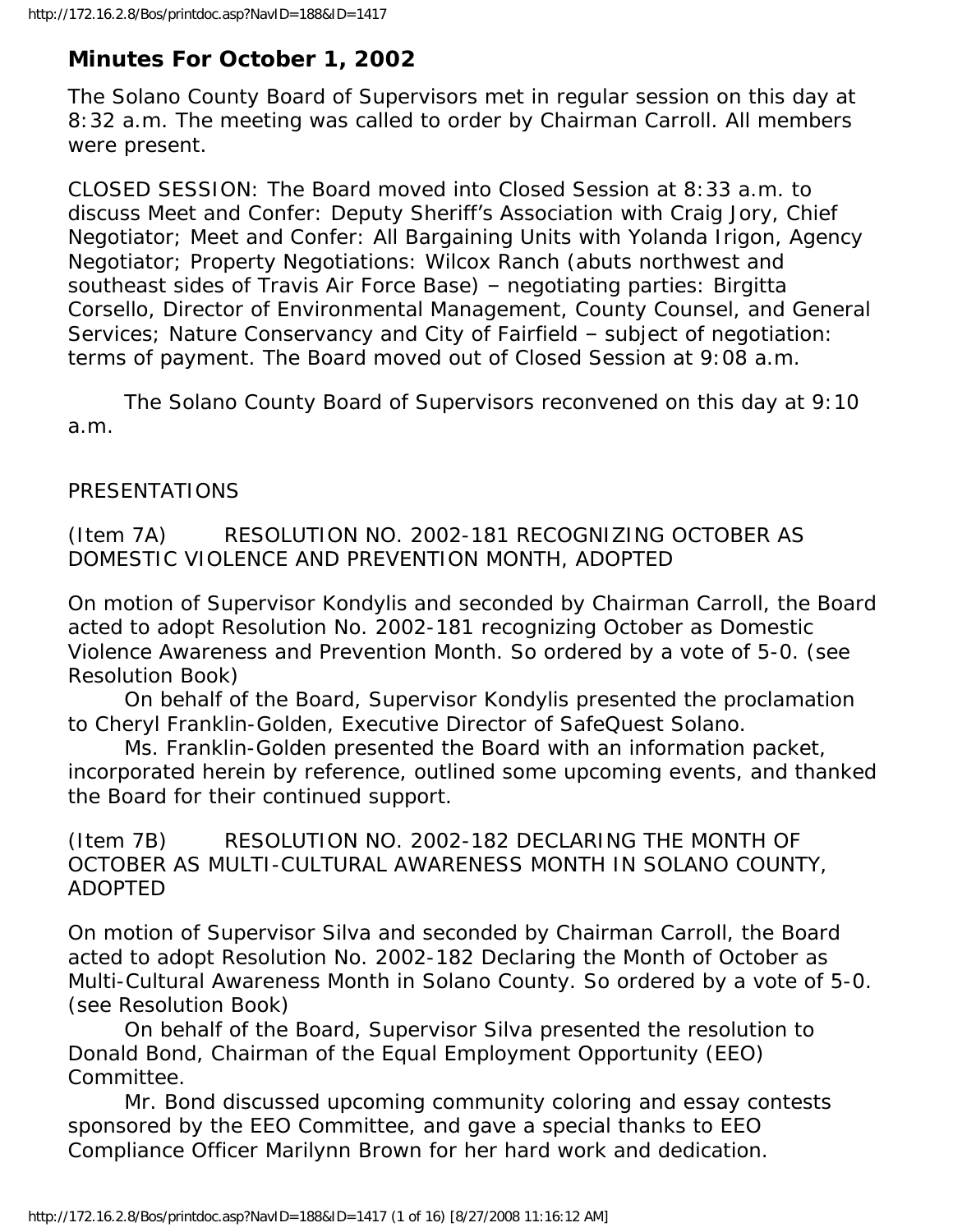## Minutes For October 1, 2002

The Solano County Board of Supervisors met in regular session on this day at 8:32 a.m. The meeting was called to order by Chairman Carroll. All members were present.

CLOSED SESSION: The Board moved into Closed Session at 8:33 a.m. to discuss Meet and Confer: Deputy Sheriff's Association with Craig Jory, Chief Negotiator; Meet and Confer: All Bargaining Units with Yolanda Irigon, Agency Negotiator; Property Negotiations: Wilcox Ranch (abuts northwest and southeast sides of Travis Air Force Base) – negotiating parties: Birgitta Corsello, Director of Environmental Management, County Counsel, and General Services; Nature Conservancy and City of Fairfield – subject of negotiation: terms of payment. The Board moved out of Closed Session at 9:08 a.m.

The Solano County Board of Supervisors reconvened on this day at 9:10 a.m.

PRESENTATIONS

(Item 7A) RESOLUTION NO. 2002-181 RECOGNIZING OCTOBER AS DOMESTIC VIOLENCE AND PREVENTION MONTH, ADOPTED

On motion of Supervisor Kondylis and seconded by Chairman Carroll, the Board acted to adopt Resolution No. 2002-181 recognizing October as Domestic Violence Awareness and Prevention Month. So ordered by a vote of 5-0. (see Resolution Book)

On behalf of the Board, Supervisor Kondylis presented the proclamation to Cheryl Franklin-Golden, Executive Director of SafeQuest Solano.

Ms. Franklin-Golden presented the Board with an information packet, incorporated herein by reference, outlined some upcoming events, and thanked the Board for their continued support.

(Item 7B) RESOLUTION NO. 2002-182 DECLARING THE MONTH OF OCTOBER AS MULTI-CULTURAL AWARENESS MONTH IN SOLANO COUNTY, ADOPTED

On motion of Supervisor Silva and seconded by Chairman Carroll, the Board acted to adopt Resolution No. 2002-182 Declaring the Month of October as Multi-Cultural Awareness Month in Solano County. So ordered by a vote of 5-0. (see Resolution Book)

On behalf of the Board, Supervisor Silva presented the resolution to Donald Bond, Chairman of the Equal Employment Opportunity (EEO) Committee.

Mr. Bond discussed upcoming community coloring and essay contests sponsored by the EEO Committee, and gave a special thanks to EEO Compliance Officer Marilynn Brown for her hard work and dedication.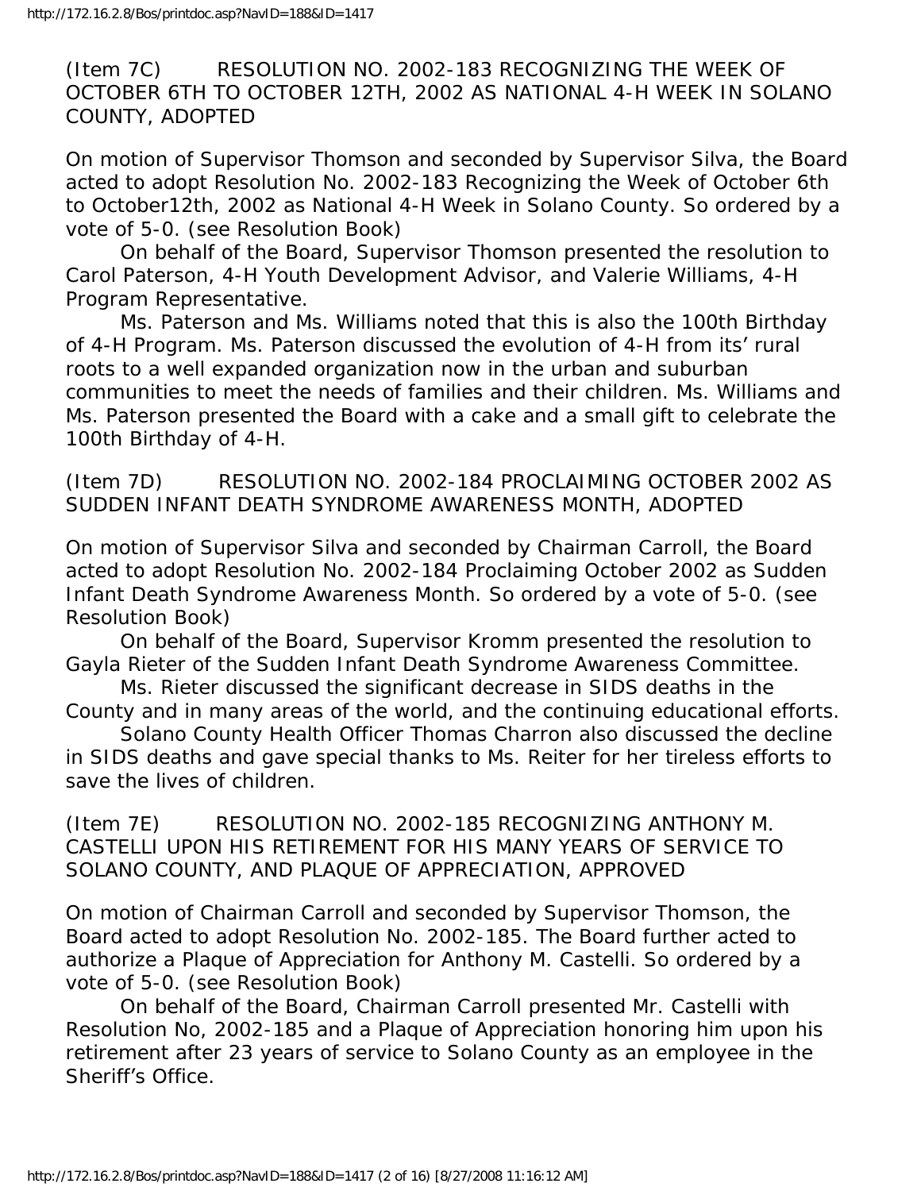(Item 7C) RESOLUTION NO. 2002-183 RECOGNIZING THE WEEK OF OCTOBER 6TH TO OCTOBER 12TH, 2002 AS NATIONAL 4-H WEEK IN SOLANO COUNTY, ADOPTED

On motion of Supervisor Thomson and seconded by Supervisor Silva, the Board acted to adopt Resolution No. 2002-183 Recognizing the Week of October 6th to October12th, 2002 as National 4-H Week in Solano County. So ordered by a vote of 5-0. (see Resolution Book)

On behalf of the Board, Supervisor Thomson presented the resolution to Carol Paterson, 4-H Youth Development Advisor, and Valerie Williams, 4-H Program Representative.

Ms. Paterson and Ms. Williams noted that this is also the 100th Birthday of 4-H Program. Ms. Paterson discussed the evolution of 4-H from its' rural roots to a well expanded organization now in the urban and suburban communities to meet the needs of families and their children. Ms. Williams and Ms. Paterson presented the Board with a cake and a small gift to celebrate the 100th Birthday of 4-H.

(Item 7D) RESOLUTION NO. 2002-184 PROCLAIMING OCTOBER 2002 AS SUDDEN INFANT DEATH SYNDROME AWARENESS MONTH, ADOPTED

On motion of Supervisor Silva and seconded by Chairman Carroll, the Board acted to adopt Resolution No. 2002-184 Proclaiming October 2002 as Sudden Infant Death Syndrome Awareness Month. So ordered by a vote of 5-0. (see Resolution Book)

On behalf of the Board, Supervisor Kromm presented the resolution to Gayla Rieter of the Sudden Infant Death Syndrome Awareness Committee.

Ms. Rieter discussed the significant decrease in SIDS deaths in the County and in many areas of the world, and the continuing educational efforts.

Solano County Health Officer Thomas Charron also discussed the decline in SIDS deaths and gave special thanks to Ms. Reiter for her tireless efforts to save the lives of children.

(Item 7E) RESOLUTION NO. 2002-185 RECOGNIZING ANTHONY M. CASTELLI UPON HIS RETIREMENT FOR HIS MANY YEARS OF SERVICE TO SOLANO COUNTY, AND PLAQUE OF APPRECIATION, APPROVED

On motion of Chairman Carroll and seconded by Supervisor Thomson, the Board acted to adopt Resolution No. 2002-185. The Board further acted to authorize a Plaque of Appreciation for Anthony M. Castelli. So ordered by a vote of 5-0. (see Resolution Book)

On behalf of the Board, Chairman Carroll presented Mr. Castelli with Resolution No, 2002-185 and a Plaque of Appreciation honoring him upon his retirement after 23 years of service to Solano County as an employee in the Sheriff's Office.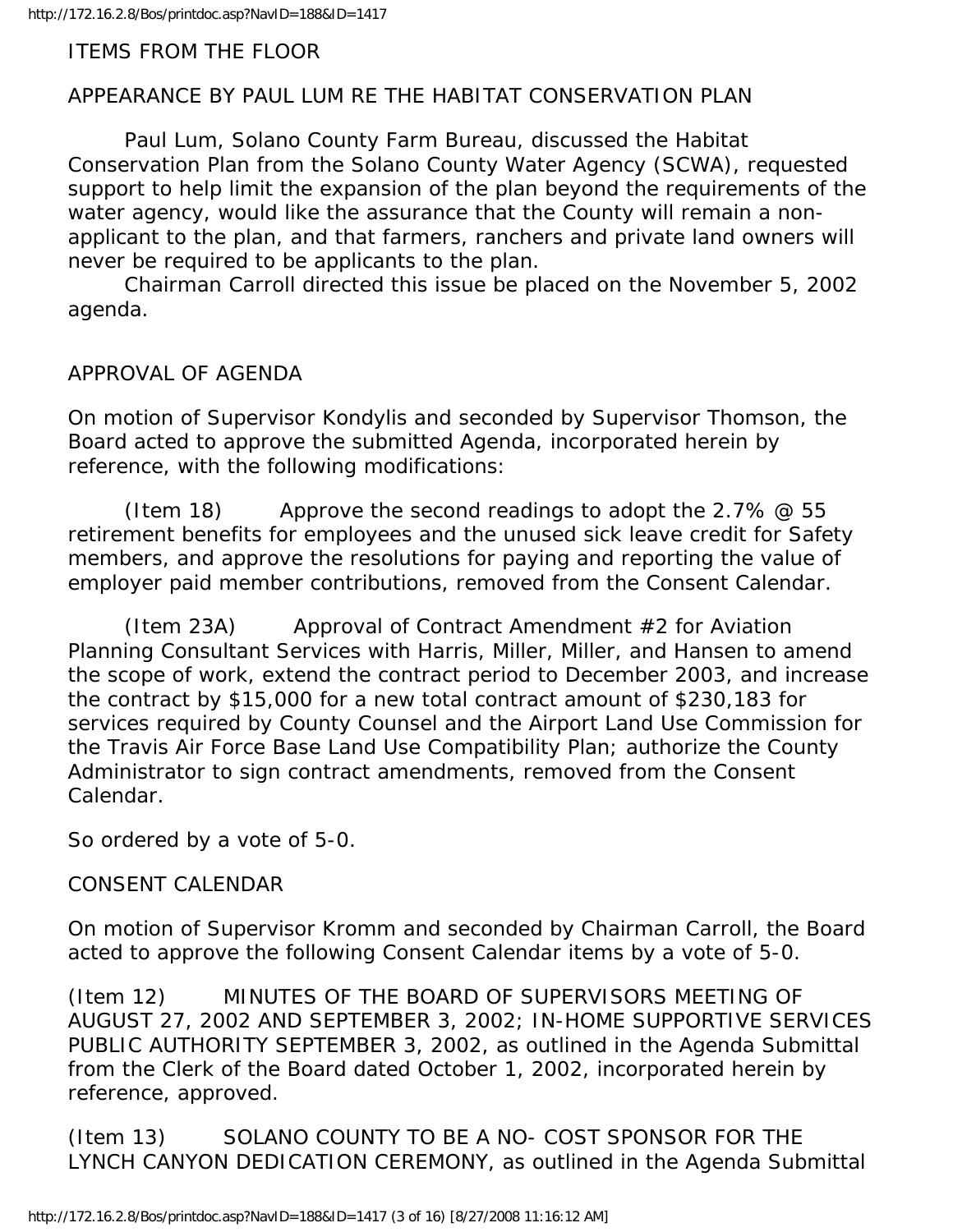ITEMS FROM THE FLOOR

APPEARANCE BY PAUL LUM RE THE HABITAT CONSERVATION PLAN

Paul Lum, Solano County Farm Bureau, discussed the Habitat Conservation Plan from the Solano County Water Agency (SCWA), requested support to help limit the expansion of the plan beyond the requirements of the water agency, would like the assurance that the County will remain a non-applicant to the plan, and that farmers, ranchers and private land owners will never be required to be applicants to the plan.

Chairman Carroll directed this issue be placed on the November 5, 2002 agenda.

APPROVAL OF AGENDA

On motion of Supervisor Kondylis and seconded by Supervisor Thomson, the Board acted to approve the submitted Agenda, incorporated herein by reference, with the following modifications:

(Item 18) Approve the second readings to adopt the 2.7% @ 55 retirement benefits for employees and the unused sick leave credit for Safety members, and approve the resolutions for paying and reporting the value of employer paid member contributions, removed from the Consent Calendar.

(Item 23A) Approval of Contract Amendment #2 for Aviation Planning Consultant Services with Harris, Miller, Miller, and Hansen to amend the scope of work, extend the contract period to December 2003, and increase the contract by $15,000 for a new total contract amount of $230,183 for services required by County Counsel and the Airport Land Use Commission for the Travis Air Force Base Land Use Compatibility Plan; authorize the County Administrator to sign contract amendments, removed from the Consent Calendar.

So ordered by a vote of 5-0.

CONSENT CALENDAR

On motion of Supervisor Kromm and seconded by Chairman Carroll, the Board acted to approve the following Consent Calendar items by a vote of 5-0.

(Item 12) MINUTES OF THE BOARD OF SUPERVISORS MEETING OF AUGUST 27, 2002 AND SEPTEMBER 3, 2002; IN-HOME SUPPORTIVE SERVICES PUBLIC AUTHORITY SEPTEMBER 3, 2002, as outlined in the Agenda Submittal from the Clerk of the Board dated October 1, 2002, incorporated herein by reference, approved.

(Item 13) SOLANO COUNTY TO BE A NO- COST SPONSOR FOR THE LYNCH CANYON DEDICATION CEREMONY, as outlined in the Agenda Submittal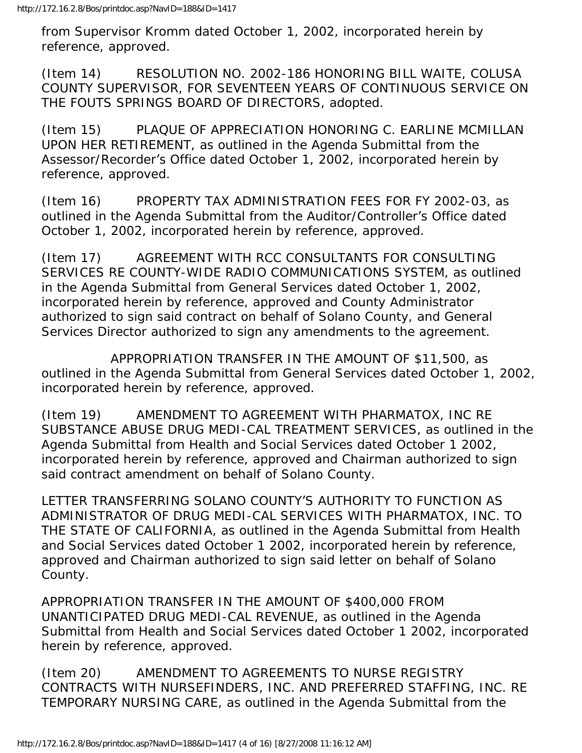from Supervisor Kromm dated October 1, 2002, incorporated herein by reference, approved.

(Item 14) RESOLUTION NO. 2002-186 HONORING BILL WAITE, COLUSA COUNTY SUPERVISOR, FOR SEVENTEEN YEARS OF CONTINUOUS SERVICE ON THE FOUTS SPRINGS BOARD OF DIRECTORS, adopted.

(Item 15) PLAQUE OF APPRECIATION HONORING C. EARLINE MCMILLAN UPON HER RETIREMENT, as outlined in the Agenda Submittal from the Assessor/Recorder's Office dated October 1, 2002, incorporated herein by reference, approved.

(Item 16) PROPERTY TAX ADMINISTRATION FEES FOR FY 2002-03, as outlined in the Agenda Submittal from the Auditor/Controller's Office dated October 1, 2002, incorporated herein by reference, approved.

(Item 17) AGREEMENT WITH RCC CONSULTANTS FOR CONSULTING SERVICES RE COUNTY-WIDE RADIO COMMUNICATIONS SYSTEM, as outlined in the Agenda Submittal from General Services dated October 1, 2002, incorporated herein by reference, approved and County Administrator authorized to sign said contract on behalf of Solano County, and General Services Director authorized to sign any amendments to the agreement.

APPROPRIATION TRANSFER IN THE AMOUNT OF $11,500, as outlined in the Agenda Submittal from General Services dated October 1, 2002, incorporated herein by reference, approved.

(Item 19) AMENDMENT TO AGREEMENT WITH PHARMATOX, INC RE SUBSTANCE ABUSE DRUG MEDI-CAL TREATMENT SERVICES, as outlined in the Agenda Submittal from Health and Social Services dated October 1 2002, incorporated herein by reference, approved and Chairman authorized to sign said contract amendment on behalf of Solano County.

LETTER TRANSFERRING SOLANO COUNTY'S AUTHORITY TO FUNCTION AS ADMINISTRATOR OF DRUG MEDI-CAL SERVICES WITH PHARMATOX, INC. TO THE STATE OF CALIFORNIA, as outlined in the Agenda Submittal from Health and Social Services dated October 1 2002, incorporated herein by reference, approved and Chairman authorized to sign said letter on behalf of Solano County.

APPROPRIATION TRANSFER IN THE AMOUNT OF $400,000 FROM UNANTICIPATED DRUG MEDI-CAL REVENUE, as outlined in the Agenda Submittal from Health and Social Services dated October 1 2002, incorporated herein by reference, approved.

(Item 20) AMENDMENT TO AGREEMENTS TO NURSE REGISTRY CONTRACTS WITH NURSEFINDERS, INC. AND PREFERRED STAFFING, INC. RE TEMPORARY NURSING CARE, as outlined in the Agenda Submittal from the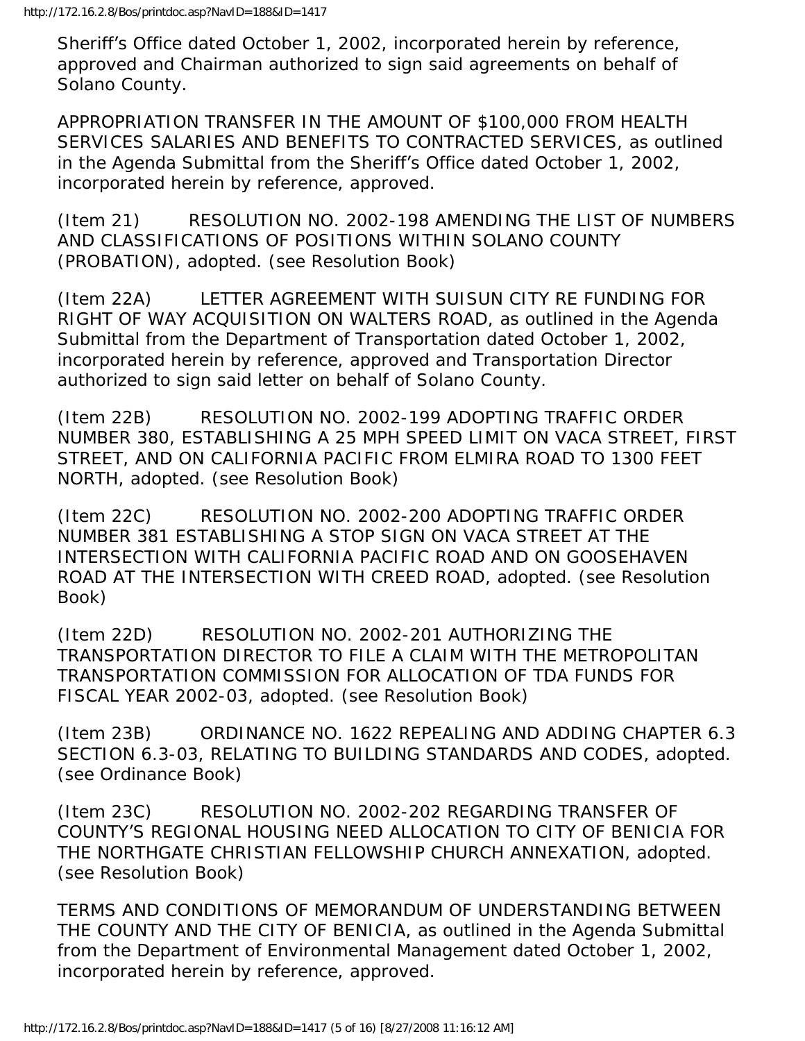Sheriff's Office dated October 1, 2002, incorporated herein by reference, approved and Chairman authorized to sign said agreements on behalf of Solano County.

APPROPRIATION TRANSFER IN THE AMOUNT OF $100,000 FROM HEALTH SERVICES SALARIES AND BENEFITS TO CONTRACTED SERVICES, as outlined in the Agenda Submittal from the Sheriff's Office dated October 1, 2002, incorporated herein by reference, approved.

(Item 21) RESOLUTION NO. 2002-198 AMENDING THE LIST OF NUMBERS AND CLASSIFICATIONS OF POSITIONS WITHIN SOLANO COUNTY (PROBATION), adopted. (see Resolution Book)

(Item 22A) LETTER AGREEMENT WITH SUISUN CITY RE FUNDING FOR RIGHT OF WAY ACQUISITION ON WALTERS ROAD, as outlined in the Agenda Submittal from the Department of Transportation dated October 1, 2002, incorporated herein by reference, approved and Transportation Director authorized to sign said letter on behalf of Solano County.

(Item 22B) RESOLUTION NO. 2002-199 ADOPTING TRAFFIC ORDER NUMBER 380, ESTABLISHING A 25 MPH SPEED LIMIT ON VACA STREET, FIRST STREET, AND ON CALIFORNIA PACIFIC FROM ELMIRA ROAD TO 1300 FEET NORTH, adopted. (see Resolution Book)

(Item 22C) RESOLUTION NO. 2002-200 ADOPTING TRAFFIC ORDER NUMBER 381 ESTABLISHING A STOP SIGN ON VACA STREET AT THE INTERSECTION WITH CALIFORNIA PACIFIC ROAD AND ON GOOSEHAVEN ROAD AT THE INTERSECTION WITH CREED ROAD, adopted. (see Resolution Book)

(Item 22D) RESOLUTION NO. 2002-201 AUTHORIZING THE TRANSPORTATION DIRECTOR TO FILE A CLAIM WITH THE METROPOLITAN TRANSPORTATION COMMISSION FOR ALLOCATION OF TDA FUNDS FOR FISCAL YEAR 2002-03, adopted. (see Resolution Book)

(Item 23B) ORDINANCE NO. 1622 REPEALING AND ADDING CHAPTER 6.3 SECTION 6.3-03, RELATING TO BUILDING STANDARDS AND CODES, adopted. (see Ordinance Book)

(Item 23C) RESOLUTION NO. 2002-202 REGARDING TRANSFER OF COUNTY'S REGIONAL HOUSING NEED ALLOCATION TO CITY OF BENICIA FOR THE NORTHGATE CHRISTIAN FELLOWSHIP CHURCH ANNEXATION, adopted. (see Resolution Book)

TERMS AND CONDITIONS OF MEMORANDUM OF UNDERSTANDING BETWEEN THE COUNTY AND THE CITY OF BENICIA, as outlined in the Agenda Submittal from the Department of Environmental Management dated October 1, 2002, incorporated herein by reference, approved.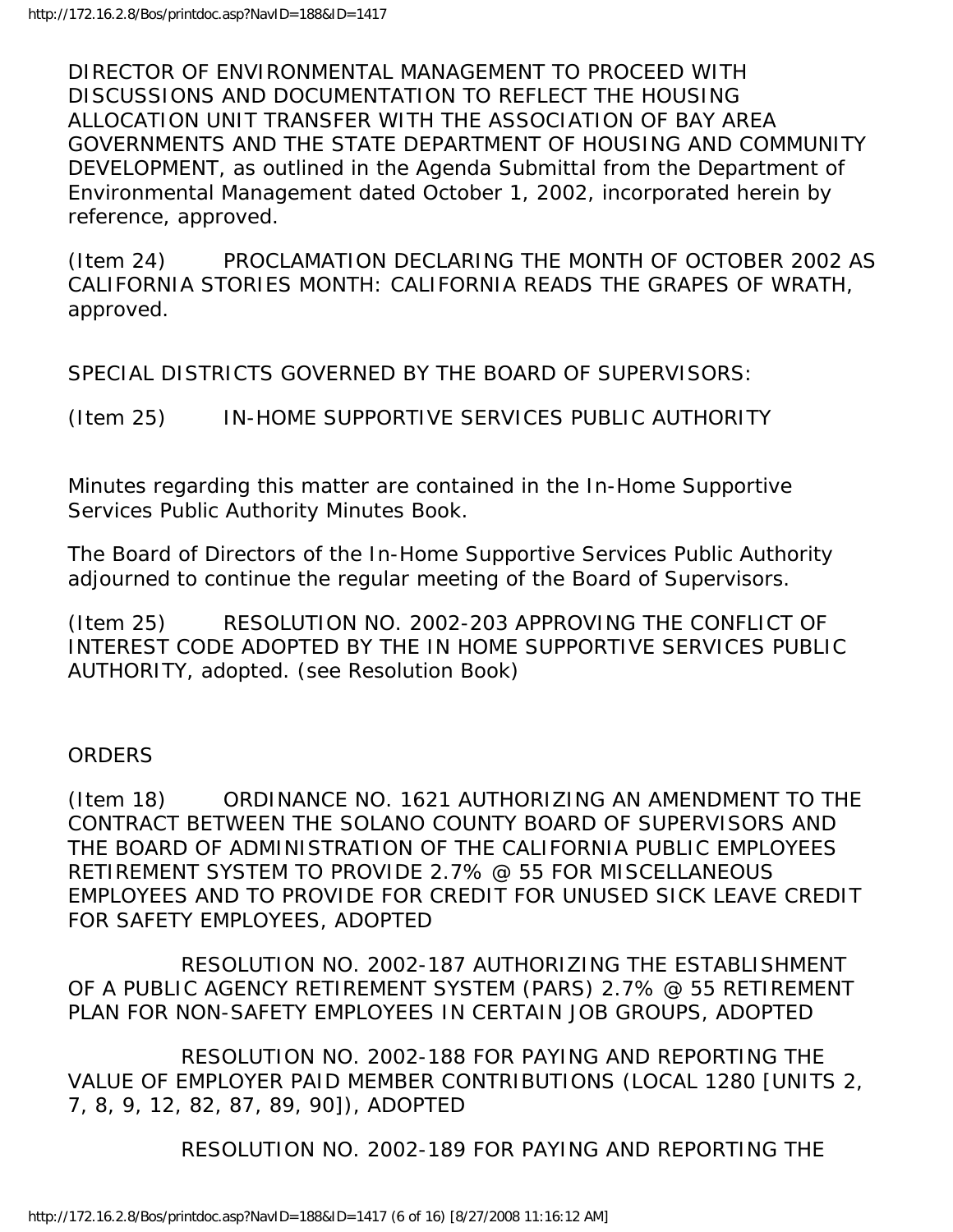DIRECTOR OF ENVIRONMENTAL MANAGEMENT TO PROCEED WITH DISCUSSIONS AND DOCUMENTATION TO REFLECT THE HOUSING ALLOCATION UNIT TRANSFER WITH THE ASSOCIATION OF BAY AREA GOVERNMENTS AND THE STATE DEPARTMENT OF HOUSING AND COMMUNITY DEVELOPMENT, as outlined in the Agenda Submittal from the Department of Environmental Management dated October 1, 2002, incorporated herein by reference, approved.

(Item 24) PROCLAMATION DECLARING THE MONTH OF OCTOBER 2002 AS CALIFORNIA STORIES MONTH: CALIFORNIA READS THE GRAPES OF WRATH, approved.

SPECIAL DISTRICTS GOVERNED BY THE BOARD OF SUPERVISORS:

(Item 25) IN-HOME SUPPORTIVE SERVICES PUBLIC AUTHORITY

Minutes regarding this matter are contained in the In-Home Supportive Services Public Authority Minutes Book.

The Board of Directors of the In-Home Supportive Services Public Authority adjourned to continue the regular meeting of the Board of Supervisors.

(Item 25) RESOLUTION NO. 2002-203 APPROVING THE CONFLICT OF INTEREST CODE ADOPTED BY THE IN HOME SUPPORTIVE SERVICES PUBLIC AUTHORITY, adopted. (see Resolution Book)

ORDERS

(Item 18) ORDINANCE NO. 1621 AUTHORIZING AN AMENDMENT TO THE CONTRACT BETWEEN THE SOLANO COUNTY BOARD OF SUPERVISORS AND THE BOARD OF ADMINISTRATION OF THE CALIFORNIA PUBLIC EMPLOYEES RETIREMENT SYSTEM TO PROVIDE 2.7% @ 55 FOR MISCELLANEOUS EMPLOYEES AND TO PROVIDE FOR CREDIT FOR UNUSED SICK LEAVE CREDIT FOR SAFETY EMPLOYEES, ADOPTED

RESOLUTION NO. 2002-187 AUTHORIZING THE ESTABLISHMENT OF A PUBLIC AGENCY RETIREMENT SYSTEM (PARS) 2.7% @ 55 RETIREMENT PLAN FOR NON-SAFETY EMPLOYEES IN CERTAIN JOB GROUPS, ADOPTED

RESOLUTION NO. 2002-188 FOR PAYING AND REPORTING THE VALUE OF EMPLOYER PAID MEMBER CONTRIBUTIONS (LOCAL 1280 [UNITS 2, 7, 8, 9, 12, 82, 87, 89, 90]), ADOPTED

RESOLUTION NO. 2002-189 FOR PAYING AND REPORTING THE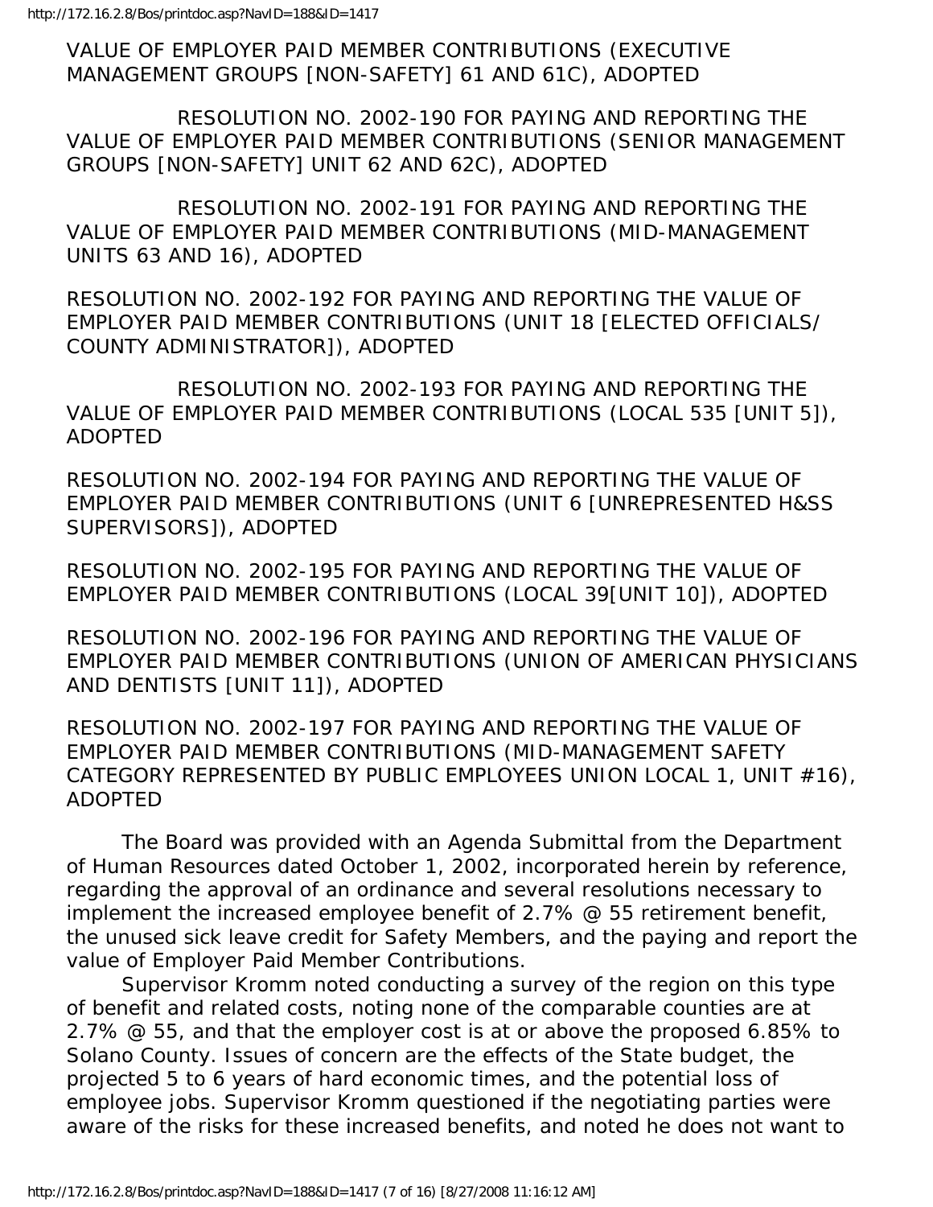VALUE OF EMPLOYER PAID MEMBER CONTRIBUTIONS (EXECUTIVE MANAGEMENT GROUPS [NON-SAFETY] 61 AND 61C), ADOPTED

RESOLUTION NO. 2002-190 FOR PAYING AND REPORTING THE VALUE OF EMPLOYER PAID MEMBER CONTRIBUTIONS (SENIOR MANAGEMENT GROUPS [NON-SAFETY] UNIT 62 AND 62C), ADOPTED

RESOLUTION NO. 2002-191 FOR PAYING AND REPORTING THE VALUE OF EMPLOYER PAID MEMBER CONTRIBUTIONS (MID-MANAGEMENT UNITS 63 AND 16), ADOPTED

RESOLUTION NO. 2002-192 FOR PAYING AND REPORTING THE VALUE OF EMPLOYER PAID MEMBER CONTRIBUTIONS (UNIT 18 [ELECTED OFFICIALS/ COUNTY ADMINISTRATOR]), ADOPTED

RESOLUTION NO. 2002-193 FOR PAYING AND REPORTING THE VALUE OF EMPLOYER PAID MEMBER CONTRIBUTIONS (LOCAL 535 [UNIT 5]), ADOPTED

RESOLUTION NO. 2002-194 FOR PAYING AND REPORTING THE VALUE OF EMPLOYER PAID MEMBER CONTRIBUTIONS (UNIT 6 [UNREPRESENTED H&SS SUPERVISORS]), ADOPTED

RESOLUTION NO. 2002-195 FOR PAYING AND REPORTING THE VALUE OF EMPLOYER PAID MEMBER CONTRIBUTIONS (LOCAL 39[UNIT 10]), ADOPTED

RESOLUTION NO. 2002-196 FOR PAYING AND REPORTING THE VALUE OF EMPLOYER PAID MEMBER CONTRIBUTIONS (UNION OF AMERICAN PHYSICIANS AND DENTISTS [UNIT 11]), ADOPTED

RESOLUTION NO. 2002-197 FOR PAYING AND REPORTING THE VALUE OF EMPLOYER PAID MEMBER CONTRIBUTIONS (MID-MANAGEMENT SAFETY CATEGORY REPRESENTED BY PUBLIC EMPLOYEES UNION LOCAL 1, UNIT #16), ADOPTED

The Board was provided with an Agenda Submittal from the Department of Human Resources dated October 1, 2002, incorporated herein by reference, regarding the approval of an ordinance and several resolutions necessary to implement the increased employee benefit of 2.7% @ 55 retirement benefit, the unused sick leave credit for Safety Members, and the paying and report the value of Employer Paid Member Contributions.

Supervisor Kromm noted conducting a survey of the region on this type of benefit and related costs, noting none of the comparable counties are at 2.7% @ 55, and that the employer cost is at or above the proposed 6.85% to Solano County. Issues of concern are the effects of the State budget, the projected 5 to 6 years of hard economic times, and the potential loss of employee jobs. Supervisor Kromm questioned if the negotiating parties were aware of the risks for these increased benefits, and noted he does not want to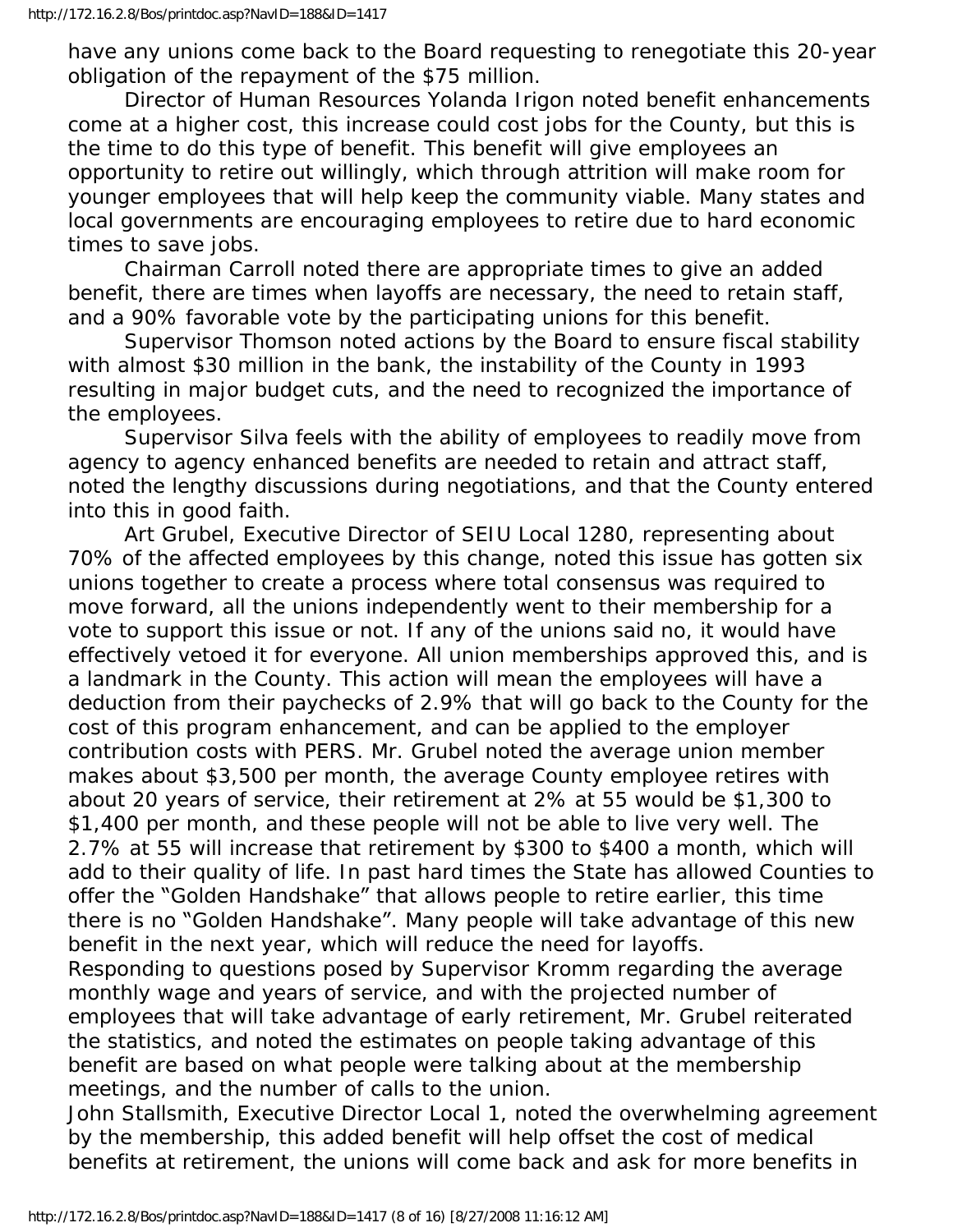have any unions come back to the Board requesting to renegotiate this 20-year obligation of the repayment of the $75 million.

Director of Human Resources Yolanda Irigon noted benefit enhancements come at a higher cost, this increase could cost jobs for the County, but this is the time to do this type of benefit. This benefit will give employees an opportunity to retire out willingly, which through attrition will make room for younger employees that will help keep the community viable. Many states and local governments are encouraging employees to retire due to hard economic times to save jobs.

Chairman Carroll noted there are appropriate times to give an added benefit, there are times when layoffs are necessary, the need to retain staff, and a 90% favorable vote by the participating unions for this benefit.

Supervisor Thomson noted actions by the Board to ensure fiscal stability with almost $30 million in the bank, the instability of the County in 1993 resulting in major budget cuts, and the need to recognized the importance of the employees.

Supervisor Silva feels with the ability of employees to readily move from agency to agency enhanced benefits are needed to retain and attract staff, noted the lengthy discussions during negotiations, and that the County entered into this in good faith.

Art Grubel, Executive Director of SEIU Local 1280, representing about 70% of the affected employees by this change, noted this issue has gotten six unions together to create a process where total consensus was required to move forward, all the unions independently went to their membership for a vote to support this issue or not. If any of the unions said no, it would have effectively vetoed it for everyone. All union memberships approved this, and is a landmark in the County. This action will mean the employees will have a deduction from their paychecks of 2.9% that will go back to the County for the cost of this program enhancement, and can be applied to the employer contribution costs with PERS. Mr. Grubel noted the average union member makes about $3,500 per month, the average County employee retires with about 20 years of service, their retirement at 2% at 55 would be $1,300 to $1,400 per month, and these people will not be able to live very well. The 2.7% at 55 will increase that retirement by $300 to $400 a month, which will add to their quality of life. In past hard times the State has allowed Counties to offer the "Golden Handshake" that allows people to retire earlier, this time there is no "Golden Handshake". Many people will take advantage of this new benefit in the next year, which will reduce the need for layoffs.

Responding to questions posed by Supervisor Kromm regarding the average monthly wage and years of service, and with the projected number of employees that will take advantage of early retirement, Mr. Grubel reiterated the statistics, and noted the estimates on people taking advantage of this benefit are based on what people were talking about at the membership meetings, and the number of calls to the union.

John Stallsmith, Executive Director Local 1, noted the overwhelming agreement by the membership, this added benefit will help offset the cost of medical benefits at retirement, the unions will come back and ask for more benefits in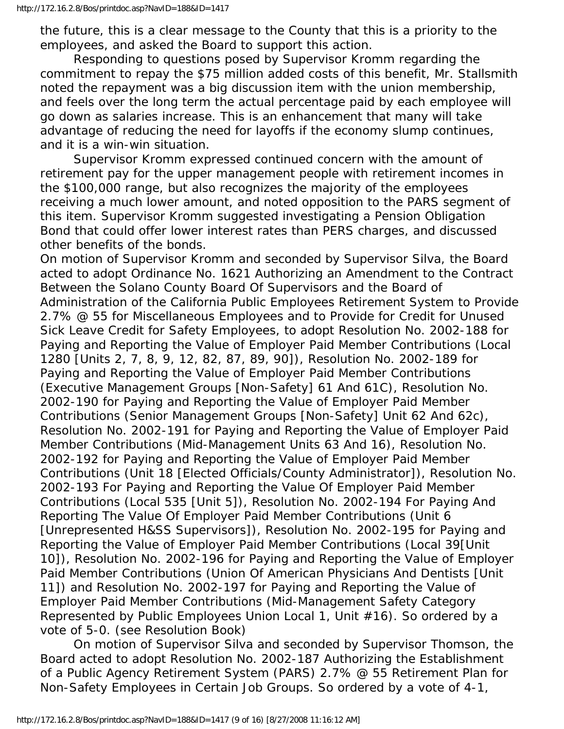the future, this is a clear message to the County that this is a priority to the employees, and asked the Board to support this action.

Responding to questions posed by Supervisor Kromm regarding the commitment to repay the $75 million added costs of this benefit, Mr. Stallsmith noted the repayment was a big discussion item with the union membership, and feels over the long term the actual percentage paid by each employee will go down as salaries increase. This is an enhancement that many will take advantage of reducing the need for layoffs if the economy slump continues, and it is a win-win situation.

Supervisor Kromm expressed continued concern with the amount of retirement pay for the upper management people with retirement incomes in the $100,000 range, but also recognizes the majority of the employees receiving a much lower amount, and noted opposition to the PARS segment of this item. Supervisor Kromm suggested investigating a Pension Obligation Bond that could offer lower interest rates than PERS charges, and discussed other benefits of the bonds.

On motion of Supervisor Kromm and seconded by Supervisor Silva, the Board acted to adopt Ordinance No. 1621 Authorizing an Amendment to the Contract Between the Solano County Board Of Supervisors and the Board of Administration of the California Public Employees Retirement System to Provide 2.7% @ 55 for Miscellaneous Employees and to Provide for Credit for Unused Sick Leave Credit for Safety Employees, to adopt Resolution No. 2002-188 for Paying and Reporting the Value of Employer Paid Member Contributions (Local 1280 [Units 2, 7, 8, 9, 12, 82, 87, 89, 90]), Resolution No. 2002-189 for Paying and Reporting the Value of Employer Paid Member Contributions (Executive Management Groups [Non-Safety] 61 And 61C), Resolution No. 2002-190 for Paying and Reporting the Value of Employer Paid Member Contributions (Senior Management Groups [Non-Safety] Unit 62 And 62c), Resolution No. 2002-191 for Paying and Reporting the Value of Employer Paid Member Contributions (Mid-Management Units 63 And 16), Resolution No. 2002-192 for Paying and Reporting the Value of Employer Paid Member Contributions (Unit 18 [Elected Officials/County Administrator]), Resolution No. 2002-193 For Paying and Reporting the Value Of Employer Paid Member Contributions (Local 535 [Unit 5]), Resolution No. 2002-194 For Paying And Reporting The Value Of Employer Paid Member Contributions (Unit 6 [Unrepresented H&SS Supervisors]), Resolution No. 2002-195 for Paying and Reporting the Value of Employer Paid Member Contributions (Local 39[Unit 10]), Resolution No. 2002-196 for Paying and Reporting the Value of Employer Paid Member Contributions (Union Of American Physicians And Dentists [Unit 11]) and Resolution No. 2002-197 for Paying and Reporting the Value of Employer Paid Member Contributions (Mid-Management Safety Category Represented by Public Employees Union Local 1, Unit #16). So ordered by a vote of 5-0. (see Resolution Book)

On motion of Supervisor Silva and seconded by Supervisor Thomson, the Board acted to adopt Resolution No. 2002-187 Authorizing the Establishment of a Public Agency Retirement System (PARS) 2.7% @ 55 Retirement Plan for Non-Safety Employees in Certain Job Groups. So ordered by a vote of 4-1,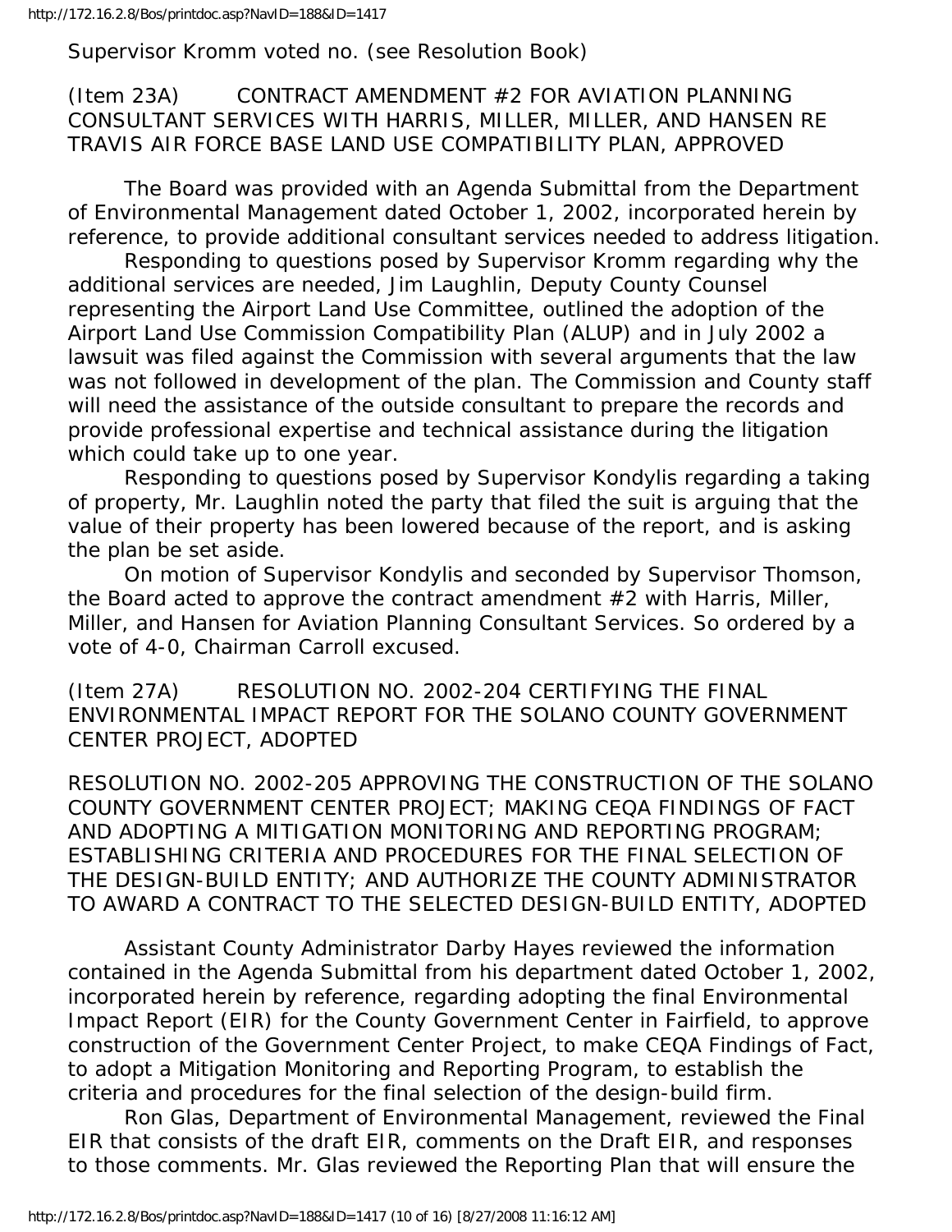Supervisor Kromm voted no. (see Resolution Book)

(Item 23A) CONTRACT AMENDMENT #2 FOR AVIATION PLANNING CONSULTANT SERVICES WITH HARRIS, MILLER, MILLER, AND HANSEN RE TRAVIS AIR FORCE BASE LAND USE COMPATIBILITY PLAN, APPROVED

The Board was provided with an Agenda Submittal from the Department of Environmental Management dated October 1, 2002, incorporated herein by reference, to provide additional consultant services needed to address litigation.

Responding to questions posed by Supervisor Kromm regarding why the additional services are needed, Jim Laughlin, Deputy County Counsel representing the Airport Land Use Committee, outlined the adoption of the Airport Land Use Commission Compatibility Plan (ALUP) and in July 2002 a lawsuit was filed against the Commission with several arguments that the law was not followed in development of the plan. The Commission and County staff will need the assistance of the outside consultant to prepare the records and provide professional expertise and technical assistance during the litigation which could take up to one year.

Responding to questions posed by Supervisor Kondylis regarding a taking of property, Mr. Laughlin noted the party that filed the suit is arguing that the value of their property has been lowered because of the report, and is asking the plan be set aside.

On motion of Supervisor Kondylis and seconded by Supervisor Thomson, the Board acted to approve the contract amendment #2 with Harris, Miller, Miller, and Hansen for Aviation Planning Consultant Services. So ordered by a vote of 4-0, Chairman Carroll excused.

(Item 27A) RESOLUTION NO. 2002-204 CERTIFYING THE FINAL ENVIRONMENTAL IMPACT REPORT FOR THE SOLANO COUNTY GOVERNMENT CENTER PROJECT, ADOPTED

RESOLUTION NO. 2002-205 APPROVING THE CONSTRUCTION OF THE SOLANO COUNTY GOVERNMENT CENTER PROJECT; MAKING CEQA FINDINGS OF FACT AND ADOPTING A MITIGATION MONITORING AND REPORTING PROGRAM; ESTABLISHING CRITERIA AND PROCEDURES FOR THE FINAL SELECTION OF THE DESIGN-BUILD ENTITY; AND AUTHORIZE THE COUNTY ADMINISTRATOR TO AWARD A CONTRACT TO THE SELECTED DESIGN-BUILD ENTITY, ADOPTED

Assistant County Administrator Darby Hayes reviewed the information contained in the Agenda Submittal from his department dated October 1, 2002, incorporated herein by reference, regarding adopting the final Environmental Impact Report (EIR) for the County Government Center in Fairfield, to approve construction of the Government Center Project, to make CEQA Findings of Fact, to adopt a Mitigation Monitoring and Reporting Program, to establish the criteria and procedures for the final selection of the design-build firm.

Ron Glas, Department of Environmental Management, reviewed the Final EIR that consists of the draft EIR, comments on the Draft EIR, and responses to those comments. Mr. Glas reviewed the Reporting Plan that will ensure the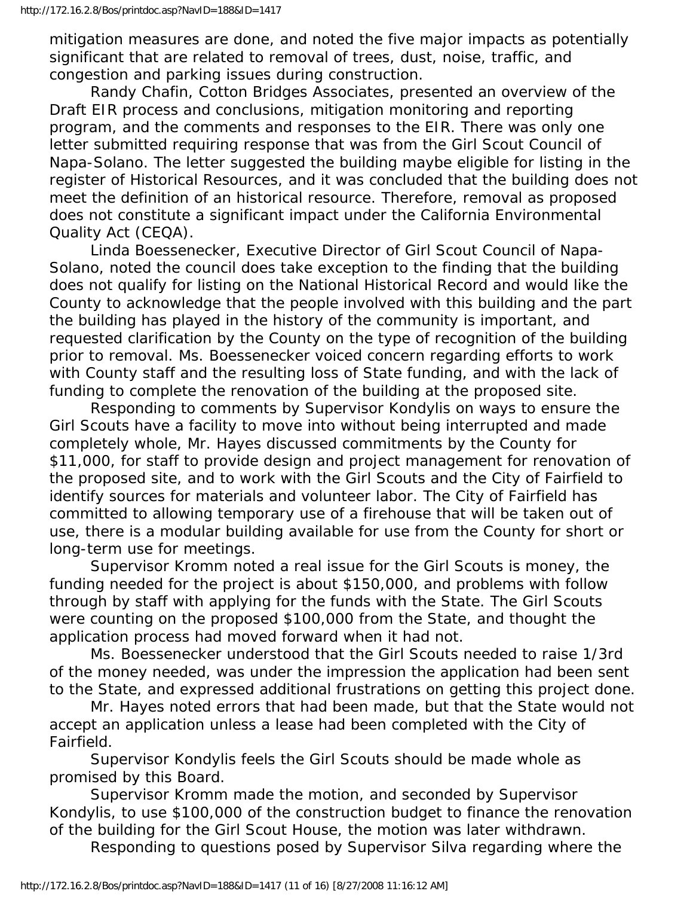mitigation measures are done, and noted the five major impacts as potentially significant that are related to removal of trees, dust, noise, traffic, and congestion and parking issues during construction.

Randy Chafin, Cotton Bridges Associates, presented an overview of the Draft EIR process and conclusions, mitigation monitoring and reporting program, and the comments and responses to the EIR. There was only one letter submitted requiring response that was from the Girl Scout Council of Napa-Solano. The letter suggested the building maybe eligible for listing in the register of Historical Resources, and it was concluded that the building does not meet the definition of an historical resource. Therefore, removal as proposed does not constitute a significant impact under the California Environmental Quality Act (CEQA).

Linda Boessenecker, Executive Director of Girl Scout Council of Napa-Solano, noted the council does take exception to the finding that the building does not qualify for listing on the National Historical Record and would like the County to acknowledge that the people involved with this building and the part the building has played in the history of the community is important, and requested clarification by the County on the type of recognition of the building prior to removal. Ms. Boessenecker voiced concern regarding efforts to work with County staff and the resulting loss of State funding, and with the lack of funding to complete the renovation of the building at the proposed site.

Responding to comments by Supervisor Kondylis on ways to ensure the Girl Scouts have a facility to move into without being interrupted and made completely whole, Mr. Hayes discussed commitments by the County for $11,000, for staff to provide design and project management for renovation of the proposed site, and to work with the Girl Scouts and the City of Fairfield to identify sources for materials and volunteer labor. The City of Fairfield has committed to allowing temporary use of a firehouse that will be taken out of use, there is a modular building available for use from the County for short or long-term use for meetings.

Supervisor Kromm noted a real issue for the Girl Scouts is money, the funding needed for the project is about $150,000, and problems with follow through by staff with applying for the funds with the State. The Girl Scouts were counting on the proposed $100,000 from the State, and thought the application process had moved forward when it had not.

Ms. Boessenecker understood that the Girl Scouts needed to raise 1/3rd of the money needed, was under the impression the application had been sent to the State, and expressed additional frustrations on getting this project done.

Mr. Hayes noted errors that had been made, but that the State would not accept an application unless a lease had been completed with the City of Fairfield.

Supervisor Kondylis feels the Girl Scouts should be made whole as promised by this Board.

Supervisor Kromm made the motion, and seconded by Supervisor Kondylis, to use $100,000 of the construction budget to finance the renovation of the building for the Girl Scout House, the motion was later withdrawn.

Responding to questions posed by Supervisor Silva regarding where the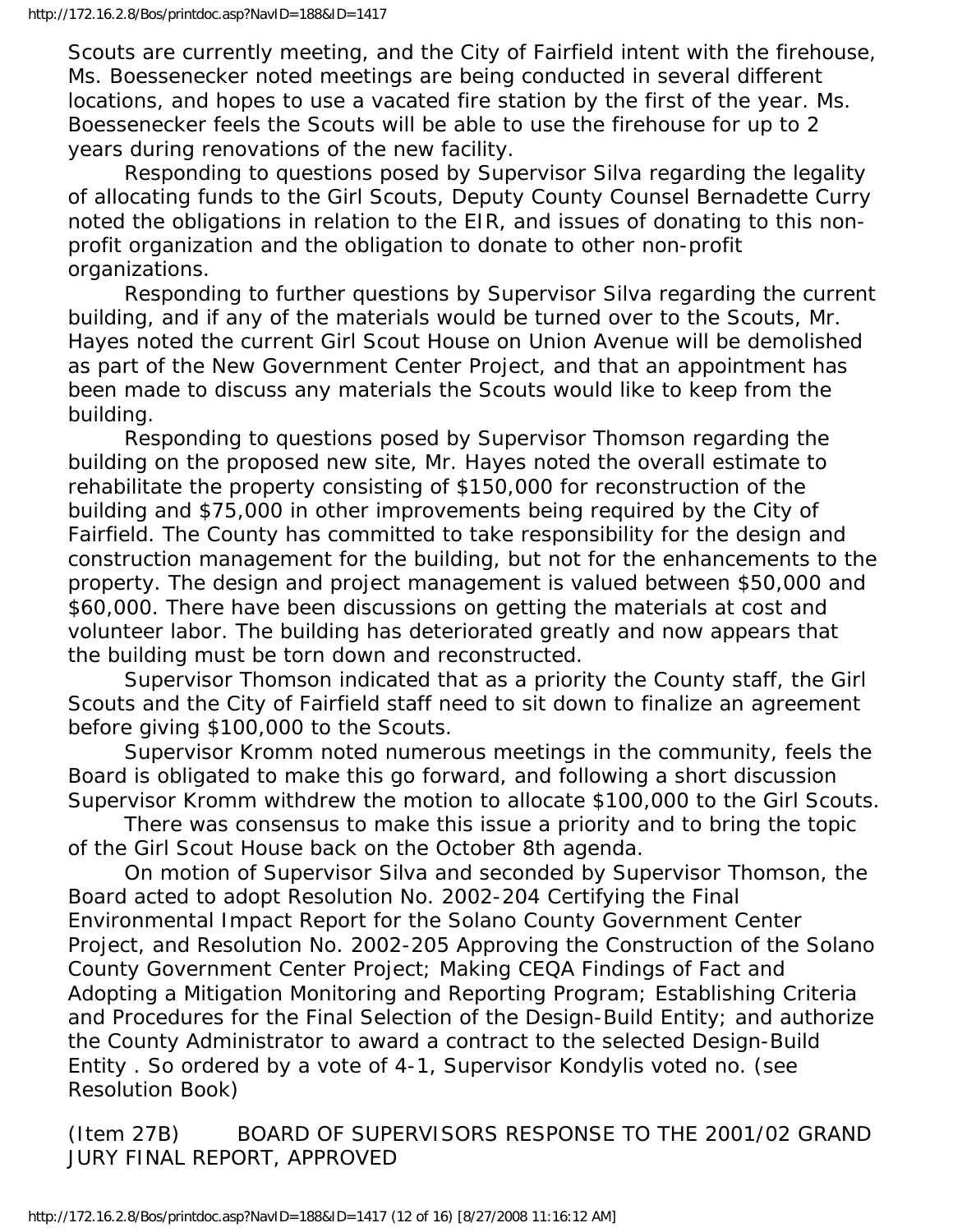Scouts are currently meeting, and the City of Fairfield intent with the firehouse, Ms. Boessenecker noted meetings are being conducted in several different locations, and hopes to use a vacated fire station by the first of the year. Ms. Boessenecker feels the Scouts will be able to use the firehouse for up to 2 years during renovations of the new facility.

Responding to questions posed by Supervisor Silva regarding the legality of allocating funds to the Girl Scouts, Deputy County Counsel Bernadette Curry noted the obligations in relation to the EIR, and issues of donating to this non-profit organization and the obligation to donate to other non-profit organizations.

Responding to further questions by Supervisor Silva regarding the current building, and if any of the materials would be turned over to the Scouts, Mr. Hayes noted the current Girl Scout House on Union Avenue will be demolished as part of the New Government Center Project, and that an appointment has been made to discuss any materials the Scouts would like to keep from the building.

Responding to questions posed by Supervisor Thomson regarding the building on the proposed new site, Mr. Hayes noted the overall estimate to rehabilitate the property consisting of $150,000 for reconstruction of the building and $75,000 in other improvements being required by the City of Fairfield. The County has committed to take responsibility for the design and construction management for the building, but not for the enhancements to the property. The design and project management is valued between $50,000 and $60,000. There have been discussions on getting the materials at cost and volunteer labor. The building has deteriorated greatly and now appears that the building must be torn down and reconstructed.

Supervisor Thomson indicated that as a priority the County staff, the Girl Scouts and the City of Fairfield staff need to sit down to finalize an agreement before giving $100,000 to the Scouts.

Supervisor Kromm noted numerous meetings in the community, feels the Board is obligated to make this go forward, and following a short discussion Supervisor Kromm withdrew the motion to allocate $100,000 to the Girl Scouts.

There was consensus to make this issue a priority and to bring the topic of the Girl Scout House back on the October 8th agenda.

On motion of Supervisor Silva and seconded by Supervisor Thomson, the Board acted to adopt Resolution No. 2002-204 Certifying the Final Environmental Impact Report for the Solano County Government Center Project, and Resolution No. 2002-205 Approving the Construction of the Solano County Government Center Project; Making CEQA Findings of Fact and Adopting a Mitigation Monitoring and Reporting Program; Establishing Criteria and Procedures for the Final Selection of the Design-Build Entity; and authorize the County Administrator to award a contract to the selected Design-Build Entity . So ordered by a vote of 4-1, Supervisor Kondylis voted no. (see Resolution Book)

(Item 27B) BOARD OF SUPERVISORS RESPONSE TO THE 2001/02 GRAND JURY FINAL REPORT, APPROVED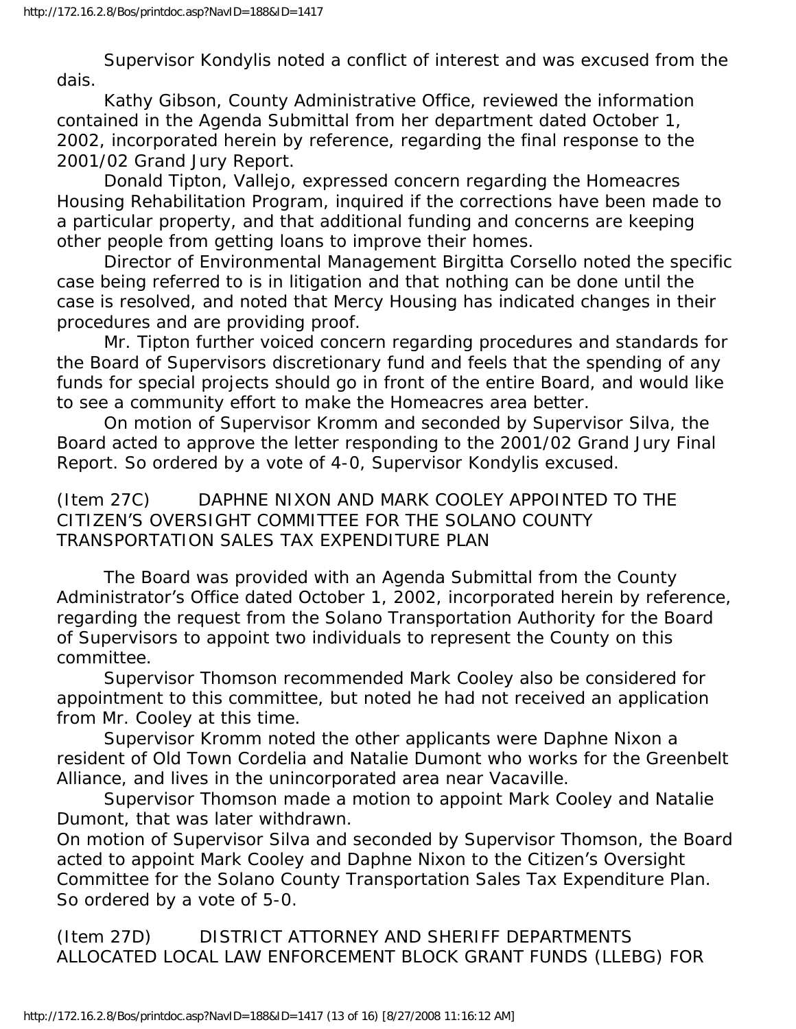Supervisor Kondylis noted a conflict of interest and was excused from the dais.

Kathy Gibson, County Administrative Office, reviewed the information contained in the Agenda Submittal from her department dated October 1, 2002, incorporated herein by reference, regarding the final response to the 2001/02 Grand Jury Report.

Donald Tipton, Vallejo, expressed concern regarding the Homeacres Housing Rehabilitation Program, inquired if the corrections have been made to a particular property, and that additional funding and concerns are keeping other people from getting loans to improve their homes.

Director of Environmental Management Birgitta Corsello noted the specific case being referred to is in litigation and that nothing can be done until the case is resolved, and noted that Mercy Housing has indicated changes in their procedures and are providing proof.

Mr. Tipton further voiced concern regarding procedures and standards for the Board of Supervisors discretionary fund and feels that the spending of any funds for special projects should go in front of the entire Board, and would like to see a community effort to make the Homeacres area better.

On motion of Supervisor Kromm and seconded by Supervisor Silva, the Board acted to approve the letter responding to the 2001/02 Grand Jury Final Report. So ordered by a vote of 4-0, Supervisor Kondylis excused.

(Item 27C) DAPHNE NIXON AND MARK COOLEY APPOINTED TO THE CITIZEN'S OVERSIGHT COMMITTEE FOR THE SOLANO COUNTY TRANSPORTATION SALES TAX EXPENDITURE PLAN

The Board was provided with an Agenda Submittal from the County Administrator's Office dated October 1, 2002, incorporated herein by reference, regarding the request from the Solano Transportation Authority for the Board of Supervisors to appoint two individuals to represent the County on this committee.

Supervisor Thomson recommended Mark Cooley also be considered for appointment to this committee, but noted he had not received an application from Mr. Cooley at this time.

Supervisor Kromm noted the other applicants were Daphne Nixon a resident of Old Town Cordelia and Natalie Dumont who works for the Greenbelt Alliance, and lives in the unincorporated area near Vacaville.

Supervisor Thomson made a motion to appoint Mark Cooley and Natalie Dumont, that was later withdrawn.

On motion of Supervisor Silva and seconded by Supervisor Thomson, the Board acted to appoint Mark Cooley and Daphne Nixon to the Citizen's Oversight Committee for the Solano County Transportation Sales Tax Expenditure Plan. So ordered by a vote of 5-0.

(Item 27D) DISTRICT ATTORNEY AND SHERIFF DEPARTMENTS ALLOCATED LOCAL LAW ENFORCEMENT BLOCK GRANT FUNDS (LLEBG) FOR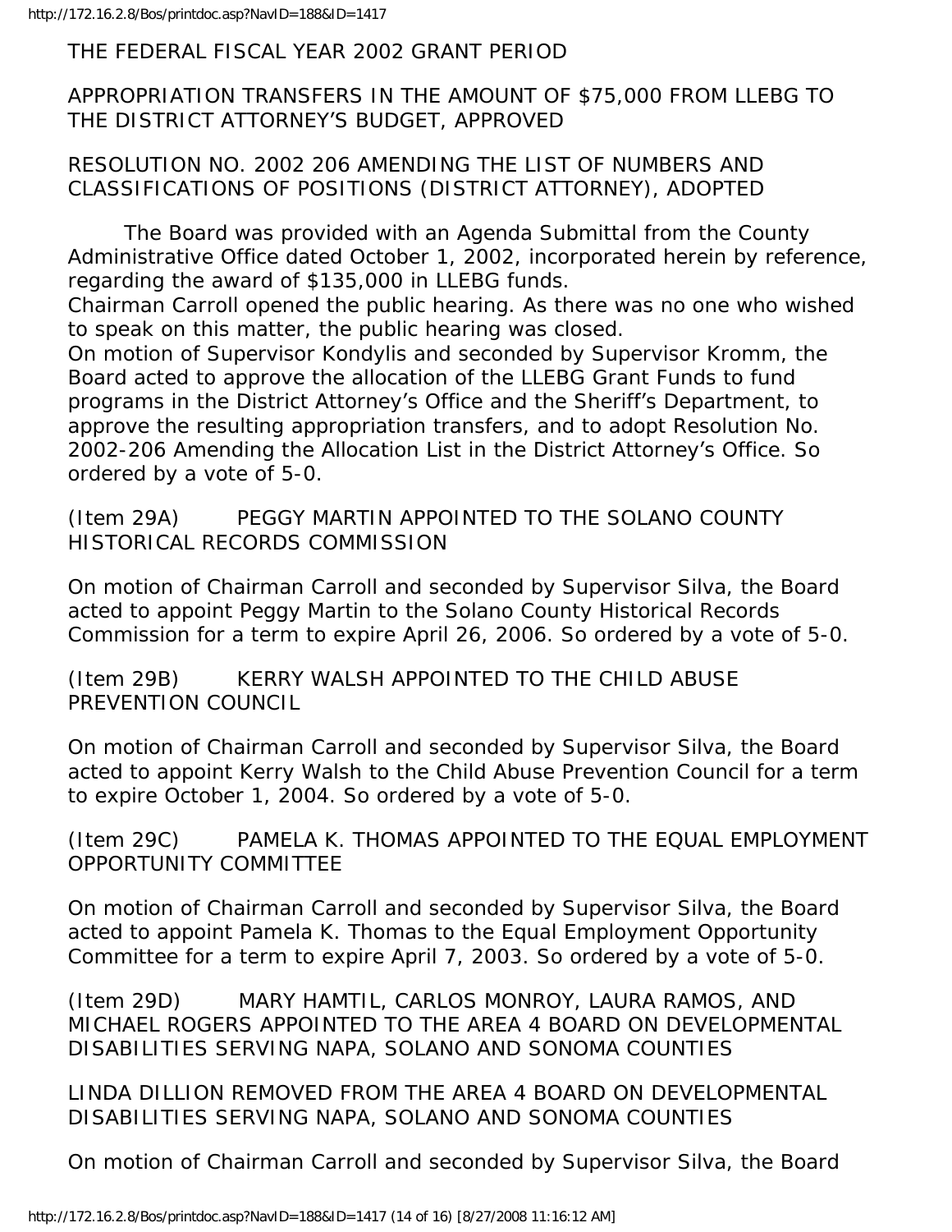THE FEDERAL FISCAL YEAR 2002 GRANT PERIOD

APPROPRIATION TRANSFERS IN THE AMOUNT OF $75,000 FROM LLEBG TO THE DISTRICT ATTORNEY'S BUDGET, APPROVED

RESOLUTION NO. 2002 206 AMENDING THE LIST OF NUMBERS AND CLASSIFICATIONS OF POSITIONS (DISTRICT ATTORNEY), ADOPTED

The Board was provided with an Agenda Submittal from the County Administrative Office dated October 1, 2002, incorporated herein by reference, regarding the award of $135,000 in LLEBG funds.

Chairman Carroll opened the public hearing. As there was no one who wished to speak on this matter, the public hearing was closed.

On motion of Supervisor Kondylis and seconded by Supervisor Kromm, the Board acted to approve the allocation of the LLEBG Grant Funds to fund programs in the District Attorney's Office and the Sheriff's Department, to approve the resulting appropriation transfers, and to adopt Resolution No. 2002-206 Amending the Allocation List in the District Attorney's Office. So ordered by a vote of 5-0.

(Item 29A) PEGGY MARTIN APPOINTED TO THE SOLANO COUNTY HISTORICAL RECORDS COMMISSION

On motion of Chairman Carroll and seconded by Supervisor Silva, the Board acted to appoint Peggy Martin to the Solano County Historical Records Commission for a term to expire April 26, 2006. So ordered by a vote of 5-0.

(Item 29B) KERRY WALSH APPOINTED TO THE CHILD ABUSE PREVENTION COUNCIL

On motion of Chairman Carroll and seconded by Supervisor Silva, the Board acted to appoint Kerry Walsh to the Child Abuse Prevention Council for a term to expire October 1, 2004. So ordered by a vote of 5-0.

(Item 29C) PAMELA K. THOMAS APPOINTED TO THE EQUAL EMPLOYMENT OPPORTUNITY COMMITTEE

On motion of Chairman Carroll and seconded by Supervisor Silva, the Board acted to appoint Pamela K. Thomas to the Equal Employment Opportunity Committee for a term to expire April 7, 2003. So ordered by a vote of 5-0.

(Item 29D) MARY HAMTIL, CARLOS MONROY, LAURA RAMOS, AND MICHAEL ROGERS APPOINTED TO THE AREA 4 BOARD ON DEVELOPMENTAL DISABILITIES SERVING NAPA, SOLANO AND SONOMA COUNTIES

LINDA DILLION REMOVED FROM THE AREA 4 BOARD ON DEVELOPMENTAL DISABILITIES SERVING NAPA, SOLANO AND SONOMA COUNTIES

On motion of Chairman Carroll and seconded by Supervisor Silva, the Board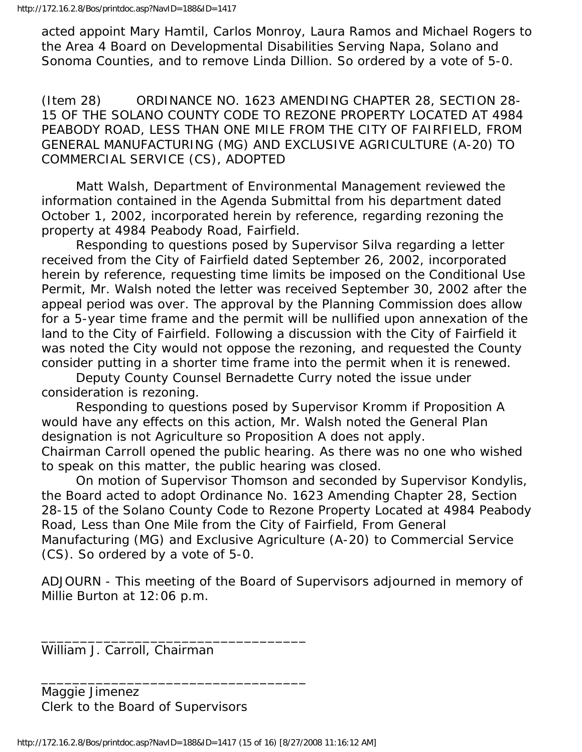acted appoint Mary Hamtil, Carlos Monroy, Laura Ramos and Michael Rogers to the Area 4 Board on Developmental Disabilities Serving Napa, Solano and Sonoma Counties, and to remove Linda Dillion. So ordered by a vote of 5-0.

(Item 28) ORDINANCE NO. 1623 AMENDING CHAPTER 28, SECTION 28-15 OF THE SOLANO COUNTY CODE TO REZONE PROPERTY LOCATED AT 4984 PEABODY ROAD, LESS THAN ONE MILE FROM THE CITY OF FAIRFIELD, FROM GENERAL MANUFACTURING (MG) AND EXCLUSIVE AGRICULTURE (A-20) TO COMMERCIAL SERVICE (CS), ADOPTED

Matt Walsh, Department of Environmental Management reviewed the information contained in the Agenda Submittal from his department dated October 1, 2002, incorporated herein by reference, regarding rezoning the property at 4984 Peabody Road, Fairfield.

Responding to questions posed by Supervisor Silva regarding a letter received from the City of Fairfield dated September 26, 2002, incorporated herein by reference, requesting time limits be imposed on the Conditional Use Permit, Mr. Walsh noted the letter was received September 30, 2002 after the appeal period was over. The approval by the Planning Commission does allow for a 5-year time frame and the permit will be nullified upon annexation of the land to the City of Fairfield. Following a discussion with the City of Fairfield it was noted the City would not oppose the rezoning, and requested the County consider putting in a shorter time frame into the permit when it is renewed.

Deputy County Counsel Bernadette Curry noted the issue under consideration is rezoning.

Responding to questions posed by Supervisor Kromm if Proposition A would have any effects on this action, Mr. Walsh noted the General Plan designation is not Agriculture so Proposition A does not apply.
Chairman Carroll opened the public hearing. As there was no one who wished to speak on this matter, the public hearing was closed.

On motion of Supervisor Thomson and seconded by Supervisor Kondylis, the Board acted to adopt Ordinance No. 1623 Amending Chapter 28, Section 28-15 of the Solano County Code to Rezone Property Located at 4984 Peabody Road, Less than One Mile from the City of Fairfield, From General Manufacturing (MG) and Exclusive Agriculture (A-20) to Commercial Service (CS). So ordered by a vote of 5-0.

ADJOURN - This meeting of the Board of Supervisors adjourned in memory of Millie Burton at 12:06 p.m.

_________________________________
William J. Carroll, Chairman

_________________________________
Maggie Jimenez
Clerk to the Board of Supervisors